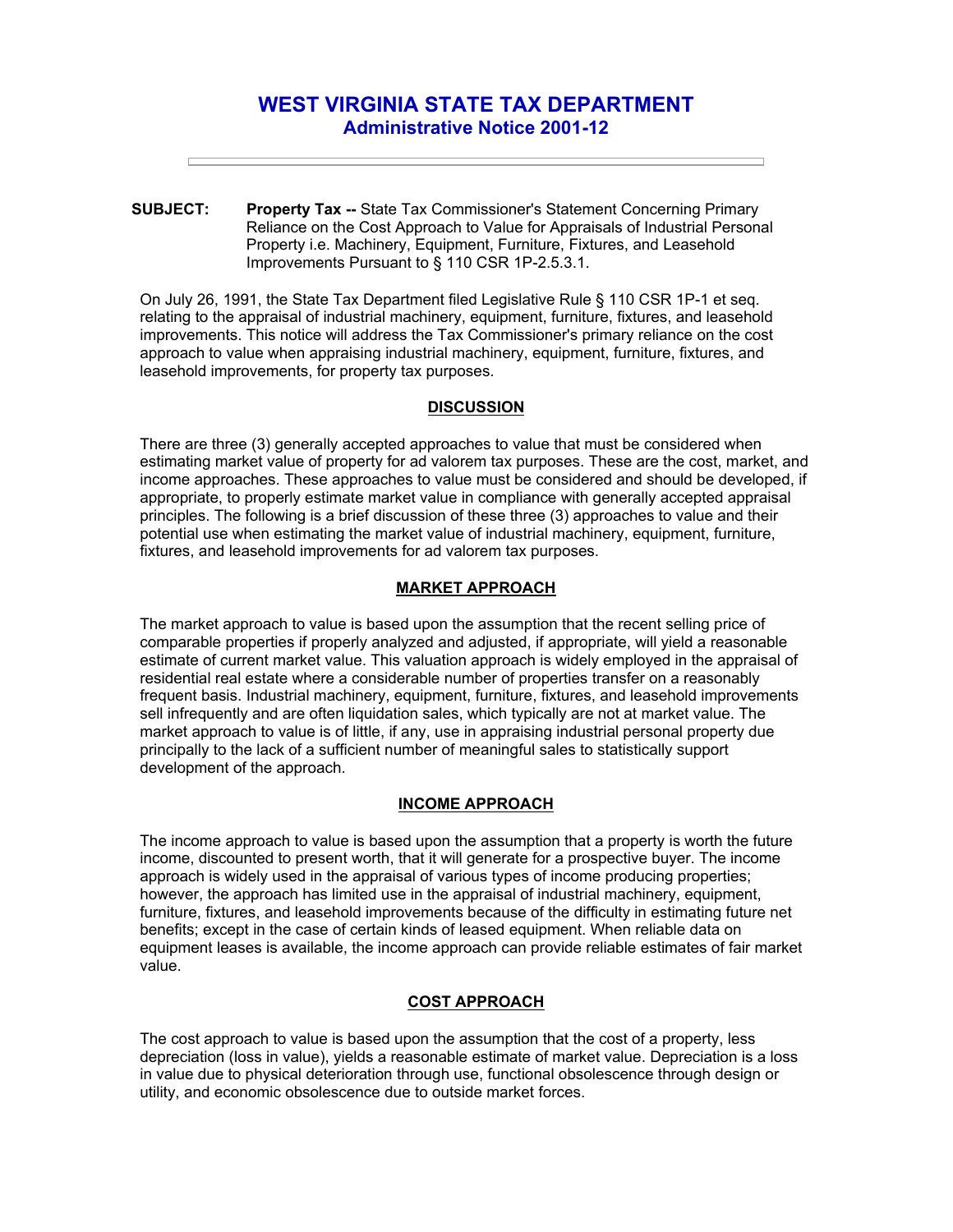# WEST VIRGINIA STATE TAX DEPARTMENT
## Administrative Notice 2001-12

---

**SUBJECT:** **Property Tax --** State Tax Commissioner's Statement Concerning Primary Reliance on the Cost Approach to Value for Appraisals of Industrial Personal Property i.e. Machinery, Equipment, Furniture, Fixtures, and Leasehold Improvements Pursuant to § 110 CSR 1P-2.5.3.1.

On July 26, 1991, the State Tax Department filed Legislative Rule § 110 CSR 1P-1 et seq. relating to the appraisal of industrial machinery, equipment, furniture, fixtures, and leasehold improvements. This notice will address the Tax Commissioner's primary reliance on the cost approach to value when appraising industrial machinery, equipment, furniture, fixtures, and leasehold improvements, for property tax purposes.

### DISCUSSION

There are three (3) generally accepted approaches to value that must be considered when estimating market value of property for ad valorem tax purposes. These are the cost, market, and income approaches. These approaches to value must be considered and should be developed, if appropriate, to properly estimate market value in compliance with generally accepted appraisal principles. The following is a brief discussion of these three (3) approaches to value and their potential use when estimating the market value of industrial machinery, equipment, furniture, fixtures, and leasehold improvements for ad valorem tax purposes.

### MARKET APPROACH

The market approach to value is based upon the assumption that the recent selling price of comparable properties if properly analyzed and adjusted, if appropriate, will yield a reasonable estimate of current market value. This valuation approach is widely employed in the appraisal of residential real estate where a considerable number of properties transfer on a reasonably frequent basis. Industrial machinery, equipment, furniture, fixtures, and leasehold improvements sell infrequently and are often liquidation sales, which typically are not at market value. The market approach to value is of little, if any, use in appraising industrial personal property due principally to the lack of a sufficient number of meaningful sales to statistically support development of the approach.

### INCOME APPROACH

The income approach to value is based upon the assumption that a property is worth the future income, discounted to present worth, that it will generate for a prospective buyer. The income approach is widely used in the appraisal of various types of income producing properties; however, the approach has limited use in the appraisal of industrial machinery, equipment, furniture, fixtures, and leasehold improvements because of the difficulty in estimating future net benefits; except in the case of certain kinds of leased equipment. When reliable data on equipment leases is available, the income approach can provide reliable estimates of fair market value.

### COST APPROACH

The cost approach to value is based upon the assumption that the cost of a property, less depreciation (loss in value), yields a reasonable estimate of market value. Depreciation is a loss in value due to physical deterioration through use, functional obsolescence through design or utility, and economic obsolescence due to outside market forces.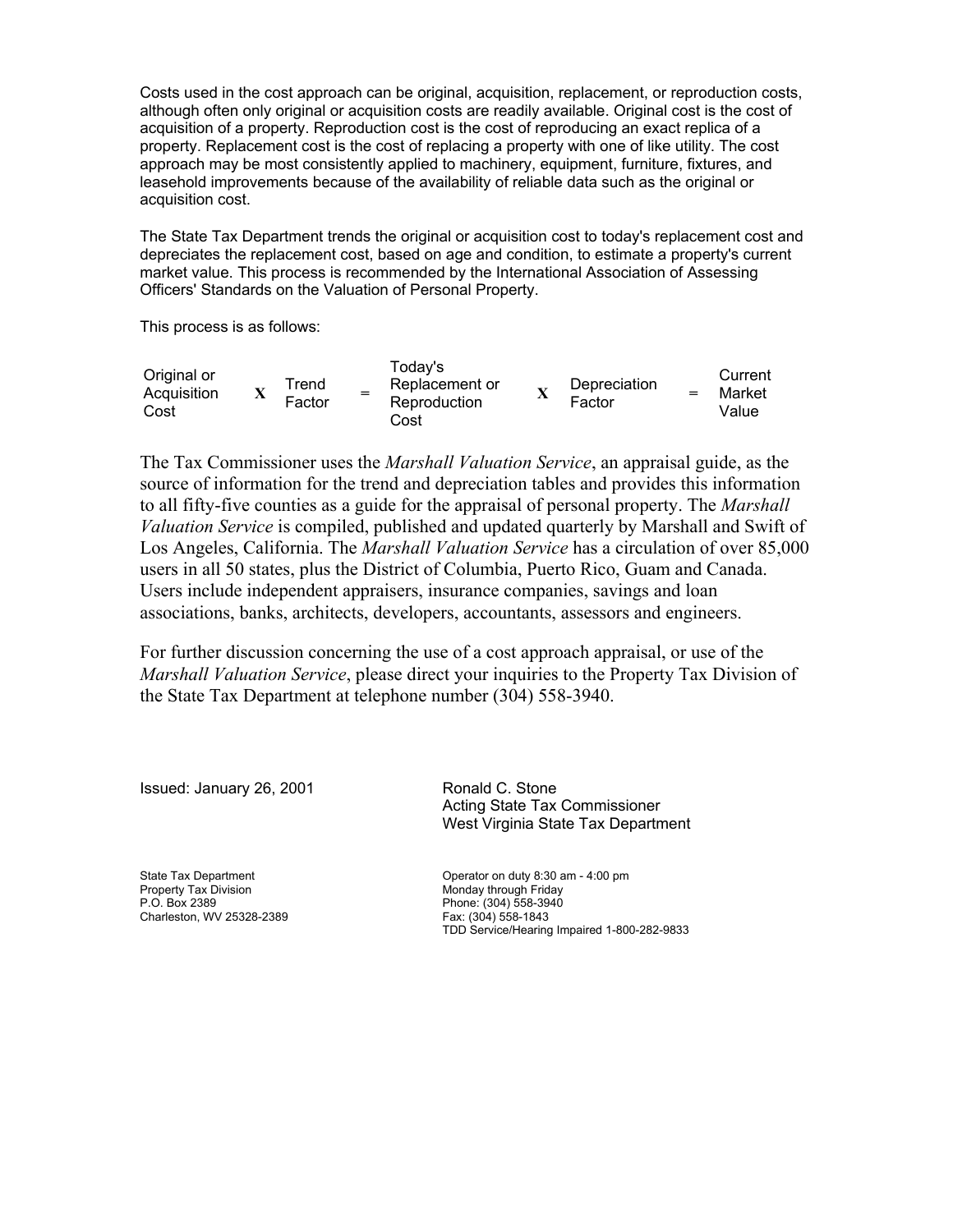Costs used in the cost approach can be original, acquisition, replacement, or reproduction costs, although often only original or acquisition costs are readily available. Original cost is the cost of acquisition of a property. Reproduction cost is the cost of reproducing an exact replica of a property. Replacement cost is the cost of replacing a property with one of like utility. The cost approach may be most consistently applied to machinery, equipment, furniture, fixtures, and leasehold improvements because of the availability of reliable data such as the original or acquisition cost.

The State Tax Department trends the original or acquisition cost to today's replacement cost and depreciates the replacement cost, based on age and condition, to estimate a property's current market value. This process is recommended by the International Association of Assessing Officers' Standards on the Valuation of Personal Property.

This process is as follows:

| | | | | | | | | |
|---|---|---|---|---|---|---|---|---|
| Original or Acquisition Cost | **X** | Trend Factor | = | Today's Replacement or Reproduction Cost | **X** | Depreciation Factor | = | Current Market Value |

The Tax Commissioner uses the *Marshall Valuation Service*, an appraisal guide, as the source of information for the trend and depreciation tables and provides this information to all fifty-five counties as a guide for the appraisal of personal property. The *Marshall Valuation Service* is compiled, published and updated quarterly by Marshall and Swift of Los Angeles, California. The *Marshall Valuation Service* has a circulation of over 85,000 users in all 50 states, plus the District of Columbia, Puerto Rico, Guam and Canada. Users include independent appraisers, insurance companies, savings and loan associations, banks, architects, developers, accountants, assessors and engineers.

For further discussion concerning the use of a cost approach appraisal, or use of the *Marshall Valuation Service*, please direct your inquiries to the Property Tax Division of the State Tax Department at telephone number (304) 558-3940.

Issued: January 26, 2001

Ronald C. Stone
Acting State Tax Commissioner
West Virginia State Tax Department

State Tax Department
Property Tax Division
P.O. Box 2389
Charleston, WV 25328-2389

Operator on duty 8:30 am - 4:00 pm
Monday through Friday
Phone: (304) 558-3940
Fax: (304) 558-1843
TDD Service/Hearing Impaired 1-800-282-9833